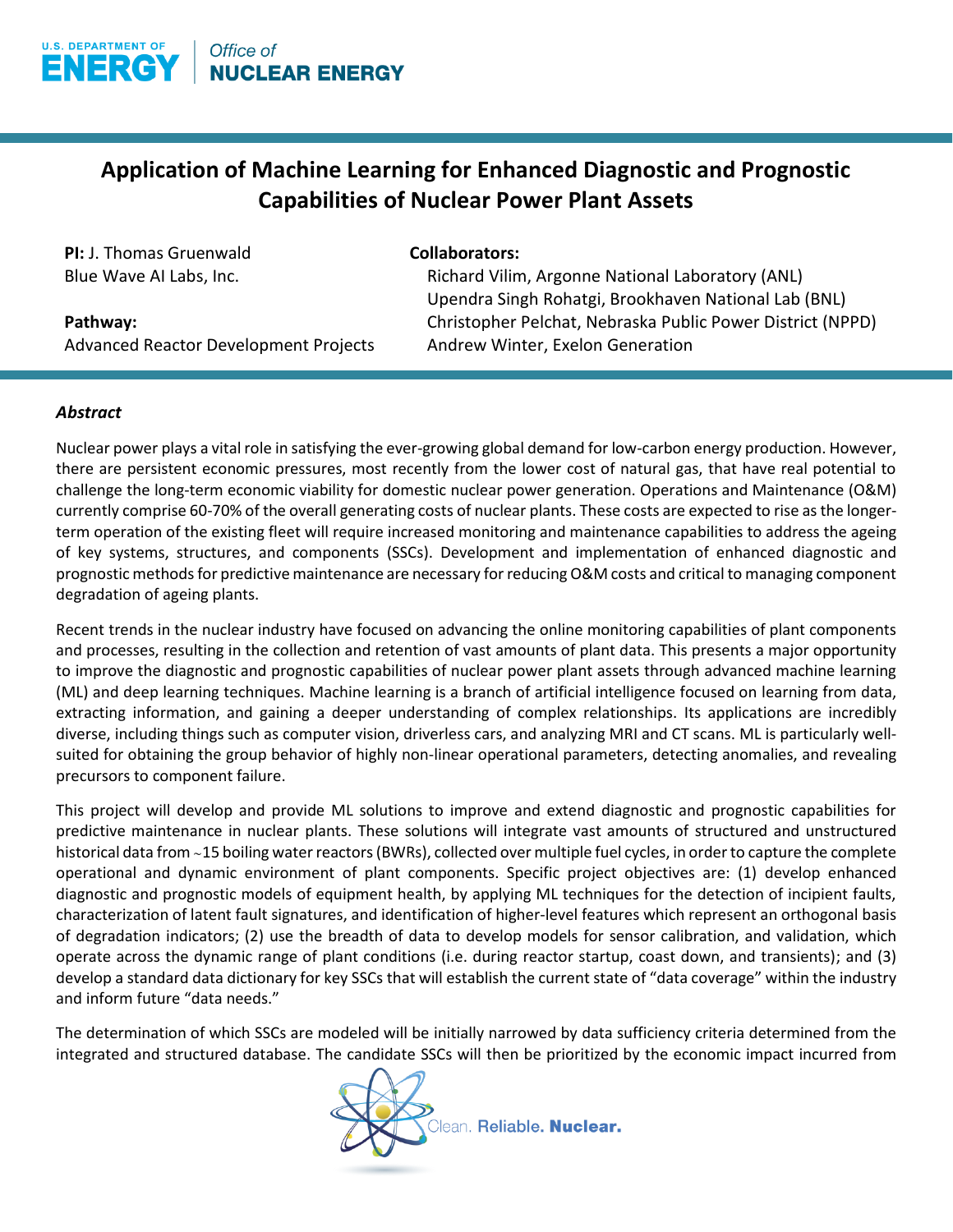# Application of Machine Learning for Enhanced Diagnostic and Prognostic Capabilities of Nuclear Power Plant Assets

**PI:** J. Thomas Gruenwald
Blue Wave AI Labs, Inc.

**Pathway:**
Advanced Reactor Development Projects

**Collaborators:**
Richard Vilim, Argonne National Laboratory (ANL)
Upendra Singh Rohatgi, Brookhaven National Lab (BNL)
Christopher Pelchat, Nebraska Public Power District (NPPD)
Andrew Winter, Exelon Generation

### *Abstract*

Nuclear power plays a vital role in satisfying the ever-growing global demand for low-carbon energy production. However, there are persistent economic pressures, most recently from the lower cost of natural gas, that have real potential to challenge the long-term economic viability for domestic nuclear power generation. Operations and Maintenance (O&M) currently comprise 60-70% of the overall generating costs of nuclear plants. These costs are expected to rise as the longer-term operation of the existing fleet will require increased monitoring and maintenance capabilities to address the ageing of key systems, structures, and components (SSCs). Development and implementation of enhanced diagnostic and prognostic methods for predictive maintenance are necessary for reducing O&M costs and critical to managing component degradation of ageing plants.

Recent trends in the nuclear industry have focused on advancing the online monitoring capabilities of plant components and processes, resulting in the collection and retention of vast amounts of plant data. This presents a major opportunity to improve the diagnostic and prognostic capabilities of nuclear power plant assets through advanced machine learning (ML) and deep learning techniques. Machine learning is a branch of artificial intelligence focused on learning from data, extracting information, and gaining a deeper understanding of complex relationships. Its applications are incredibly diverse, including things such as computer vision, driverless cars, and analyzing MRI and CT scans. ML is particularly well-suited for obtaining the group behavior of highly non-linear operational parameters, detecting anomalies, and revealing precursors to component failure.

This project will develop and provide ML solutions to improve and extend diagnostic and prognostic capabilities for predictive maintenance in nuclear plants. These solutions will integrate vast amounts of structured and unstructured historical data from ~15 boiling water reactors (BWRs), collected over multiple fuel cycles, in order to capture the complete operational and dynamic environment of plant components. Specific project objectives are: (1) develop enhanced diagnostic and prognostic models of equipment health, by applying ML techniques for the detection of incipient faults, characterization of latent fault signatures, and identification of higher-level features which represent an orthogonal basis of degradation indicators; (2) use the breadth of data to develop models for sensor calibration, and validation, which operate across the dynamic range of plant conditions (i.e. during reactor startup, coast down, and transients); and (3) develop a standard data dictionary for key SSCs that will establish the current state of "data coverage" within the industry and inform future "data needs."

The determination of which SSCs are modeled will be initially narrowed by data sufficiency criteria determined from the integrated and structured database. The candidate SSCs will then be prioritized by the economic impact incurred from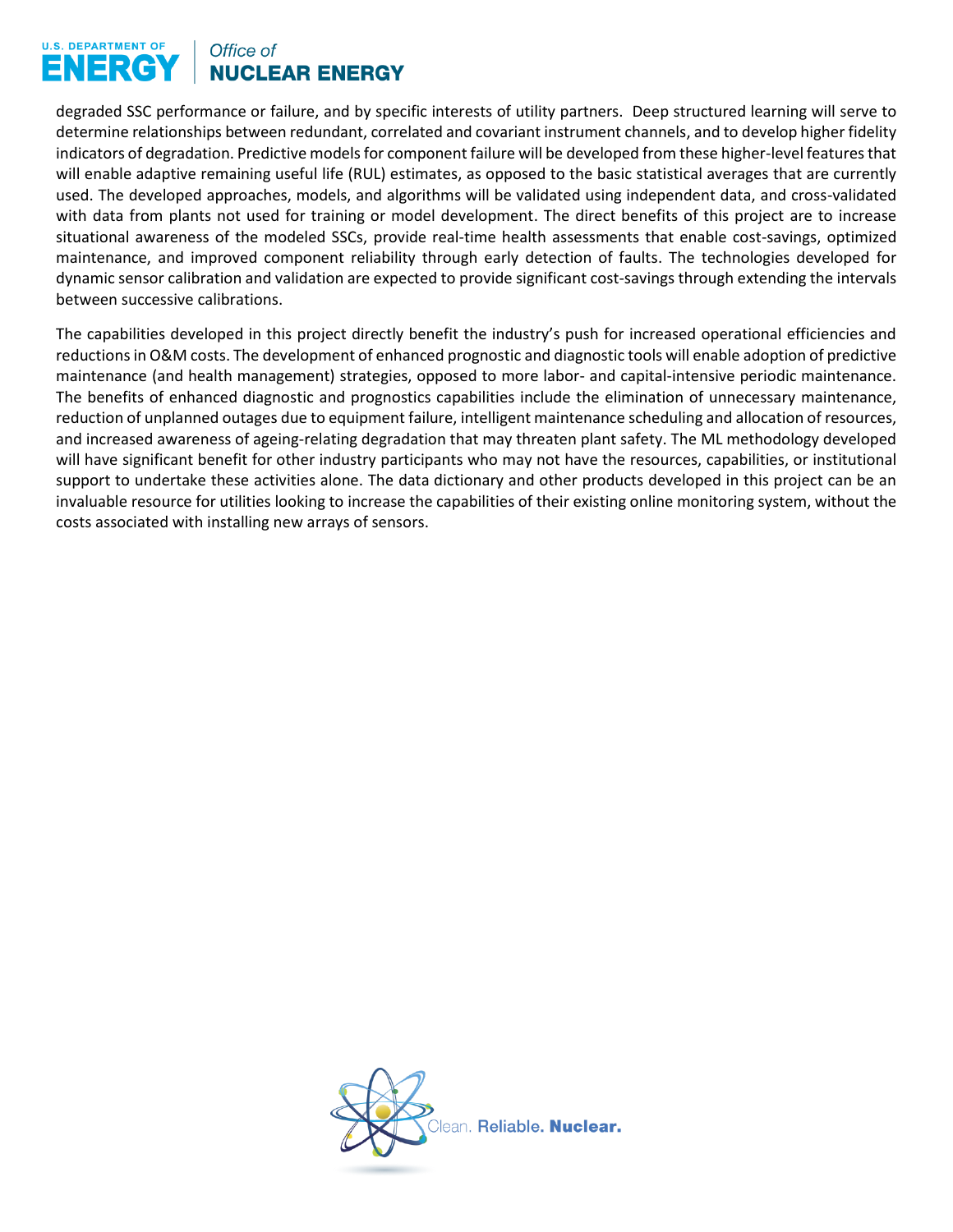degraded SSC performance or failure, and by specific interests of utility partners. Deep structured learning will serve to determine relationships between redundant, correlated and covariant instrument channels, and to develop higher fidelity indicators of degradation. Predictive models for component failure will be developed from these higher-level features that will enable adaptive remaining useful life (RUL) estimates, as opposed to the basic statistical averages that are currently used. The developed approaches, models, and algorithms will be validated using independent data, and cross-validated with data from plants not used for training or model development. The direct benefits of this project are to increase situational awareness of the modeled SSCs, provide real-time health assessments that enable cost-savings, optimized maintenance, and improved component reliability through early detection of faults. The technologies developed for dynamic sensor calibration and validation are expected to provide significant cost-savings through extending the intervals between successive calibrations.

The capabilities developed in this project directly benefit the industry's push for increased operational efficiencies and reductions in O&M costs. The development of enhanced prognostic and diagnostic tools will enable adoption of predictive maintenance (and health management) strategies, opposed to more labor- and capital-intensive periodic maintenance. The benefits of enhanced diagnostic and prognostics capabilities include the elimination of unnecessary maintenance, reduction of unplanned outages due to equipment failure, intelligent maintenance scheduling and allocation of resources, and increased awareness of ageing-relating degradation that may threaten plant safety. The ML methodology developed will have significant benefit for other industry participants who may not have the resources, capabilities, or institutional support to undertake these activities alone. The data dictionary and other products developed in this project can be an invaluable resource for utilities looking to increase the capabilities of their existing online monitoring system, without the costs associated with installing new arrays of sensors.